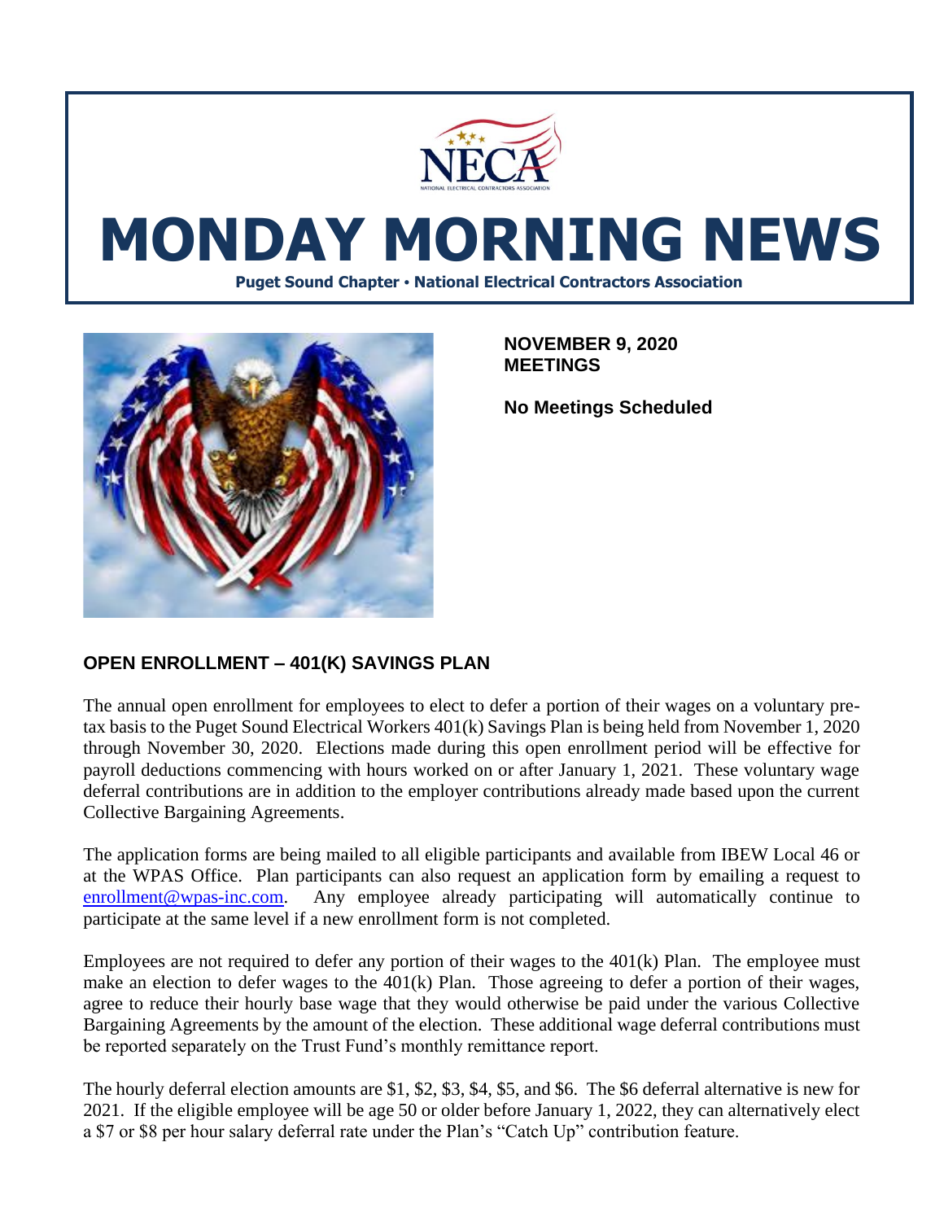# MONDAY MORNING NEWS

**Puget Sound Chapter • National Electrical Contractors Association**

**NOVEMBER 9, 2020**
**MEETINGS**

**No Meetings Scheduled**

## OPEN ENROLLMENT – 401(K) SAVINGS PLAN

The annual open enrollment for employees to elect to defer a portion of their wages on a voluntary pre-tax basis to the Puget Sound Electrical Workers 401(k) Savings Plan is being held from November 1, 2020 through November 30, 2020. Elections made during this open enrollment period will be effective for payroll deductions commencing with hours worked on or after January 1, 2021. These voluntary wage deferral contributions are in addition to the employer contributions already made based upon the current Collective Bargaining Agreements.

The application forms are being mailed to all eligible participants and available from IBEW Local 46 or at the WPAS Office. Plan participants can also request an application form by emailing a request to enrollment@wpas-inc.com. Any employee already participating will automatically continue to participate at the same level if a new enrollment form is not completed.

Employees are not required to defer any portion of their wages to the 401(k) Plan. The employee must make an election to defer wages to the 401(k) Plan. Those agreeing to defer a portion of their wages, agree to reduce their hourly base wage that they would otherwise be paid under the various Collective Bargaining Agreements by the amount of the election. These additional wage deferral contributions must be reported separately on the Trust Fund's monthly remittance report.

The hourly deferral election amounts are $1, $2, $3, $4, $5, and $6. The $6 deferral alternative is new for 2021. If the eligible employee will be age 50 or older before January 1, 2022, they can alternatively elect a $7 or $8 per hour salary deferral rate under the Plan's "Catch Up" contribution feature.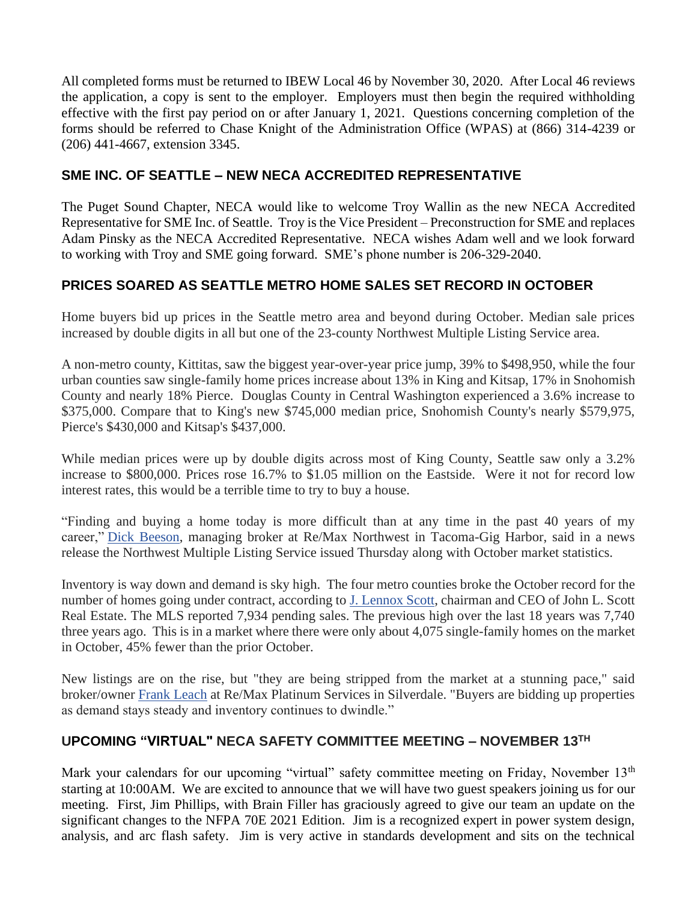All completed forms must be returned to IBEW Local 46 by November 30, 2020. After Local 46 reviews the application, a copy is sent to the employer. Employers must then begin the required withholding effective with the first pay period on or after January 1, 2021. Questions concerning completion of the forms should be referred to Chase Knight of the Administration Office (WPAS) at (866) 314-4239 or (206) 441-4667, extension 3345.

## SME INC. OF SEATTLE – NEW NECA ACCREDITED REPRESENTATIVE

The Puget Sound Chapter, NECA would like to welcome Troy Wallin as the new NECA Accredited Representative for SME Inc. of Seattle. Troy is the Vice President – Preconstruction for SME and replaces Adam Pinsky as the NECA Accredited Representative. NECA wishes Adam well and we look forward to working with Troy and SME going forward. SME's phone number is 206-329-2040.

## PRICES SOARED AS SEATTLE METRO HOME SALES SET RECORD IN OCTOBER

Home buyers bid up prices in the Seattle metro area and beyond during October. Median sale prices increased by double digits in all but one of the 23-county Northwest Multiple Listing Service area.

A non-metro county, Kittitas, saw the biggest year-over-year price jump, 39% to $498,950, while the four urban counties saw single-family home prices increase about 13% in King and Kitsap, 17% in Snohomish County and nearly 18% Pierce. Douglas County in Central Washington experienced a 3.6% increase to $375,000. Compare that to King's new $745,000 median price, Snohomish County's nearly $579,975, Pierce's $430,000 and Kitsap's $437,000.

While median prices were up by double digits across most of King County, Seattle saw only a 3.2% increase to $800,000. Prices rose 16.7% to $1.05 million on the Eastside. Were it not for record low interest rates, this would be a terrible time to try to buy a house.

"Finding and buying a home today is more difficult than at any time in the past 40 years of my career," Dick Beeson, managing broker at Re/Max Northwest in Tacoma-Gig Harbor, said in a news release the Northwest Multiple Listing Service issued Thursday along with October market statistics.

Inventory is way down and demand is sky high. The four metro counties broke the October record for the number of homes going under contract, according to J. Lennox Scott, chairman and CEO of John L. Scott Real Estate. The MLS reported 7,934 pending sales. The previous high over the last 18 years was 7,740 three years ago. This is in a market where there were only about 4,075 single-family homes on the market in October, 45% fewer than the prior October.

New listings are on the rise, but "they are being stripped from the market at a stunning pace," said broker/owner Frank Leach at Re/Max Platinum Services in Silverdale. "Buyers are bidding up properties as demand stays steady and inventory continues to dwindle."

## UPCOMING "VIRTUAL" NECA SAFETY COMMITTEE MEETING – NOVEMBER 13TH

Mark your calendars for our upcoming "virtual" safety committee meeting on Friday, November 13th starting at 10:00AM. We are excited to announce that we will have two guest speakers joining us for our meeting. First, Jim Phillips, with Brain Filler has graciously agreed to give our team an update on the significant changes to the NFPA 70E 2021 Edition. Jim is a recognized expert in power system design, analysis, and arc flash safety. Jim is very active in standards development and sits on the technical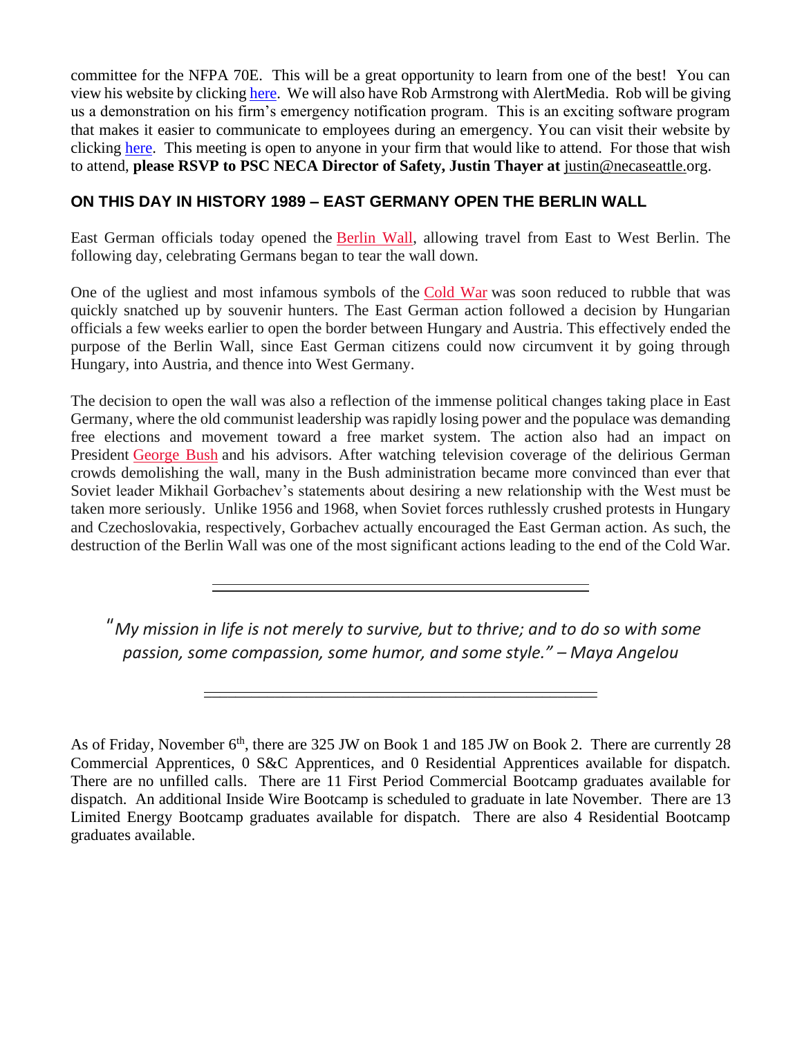committee for the NFPA 70E. This will be a great opportunity to learn from one of the best! You can view his website by clicking here. We will also have Rob Armstrong with AlertMedia. Rob will be giving us a demonstration on his firm's emergency notification program. This is an exciting software program that makes it easier to communicate to employees during an emergency. You can visit their website by clicking here. This meeting is open to anyone in your firm that would like to attend. For those that wish to attend, **please RSVP to PSC NECA Director of Safety, Justin Thayer at** justin@necaseattle.org.

## ON THIS DAY IN HISTORY 1989 – EAST GERMANY OPEN THE BERLIN WALL

East German officials today opened the Berlin Wall, allowing travel from East to West Berlin. The following day, celebrating Germans began to tear the wall down.

One of the ugliest and most infamous symbols of the Cold War was soon reduced to rubble that was quickly snatched up by souvenir hunters. The East German action followed a decision by Hungarian officials a few weeks earlier to open the border between Hungary and Austria. This effectively ended the purpose of the Berlin Wall, since East German citizens could now circumvent it by going through Hungary, into Austria, and thence into West Germany.

The decision to open the wall was also a reflection of the immense political changes taking place in East Germany, where the old communist leadership was rapidly losing power and the populace was demanding free elections and movement toward a free market system. The action also had an impact on President George Bush and his advisors. After watching television coverage of the delirious German crowds demolishing the wall, many in the Bush administration became more convinced than ever that Soviet leader Mikhail Gorbachev's statements about desiring a new relationship with the West must be taken more seriously. Unlike 1956 and 1968, when Soviet forces ruthlessly crushed protests in Hungary and Czechoslovakia, respectively, Gorbachev actually encouraged the East German action. As such, the destruction of the Berlin Wall was one of the most significant actions leading to the end of the Cold War.

---

*"My mission in life is not merely to survive, but to thrive; and to do so with some passion, some compassion, some humor, and some style." – Maya Angelou*

---

As of Friday, November 6th, there are 325 JW on Book 1 and 185 JW on Book 2. There are currently 28 Commercial Apprentices, 0 S&C Apprentices, and 0 Residential Apprentices available for dispatch. There are no unfilled calls. There are 11 First Period Commercial Bootcamp graduates available for dispatch. An additional Inside Wire Bootcamp is scheduled to graduate in late November. There are 13 Limited Energy Bootcamp graduates available for dispatch. There are also 4 Residential Bootcamp graduates available.